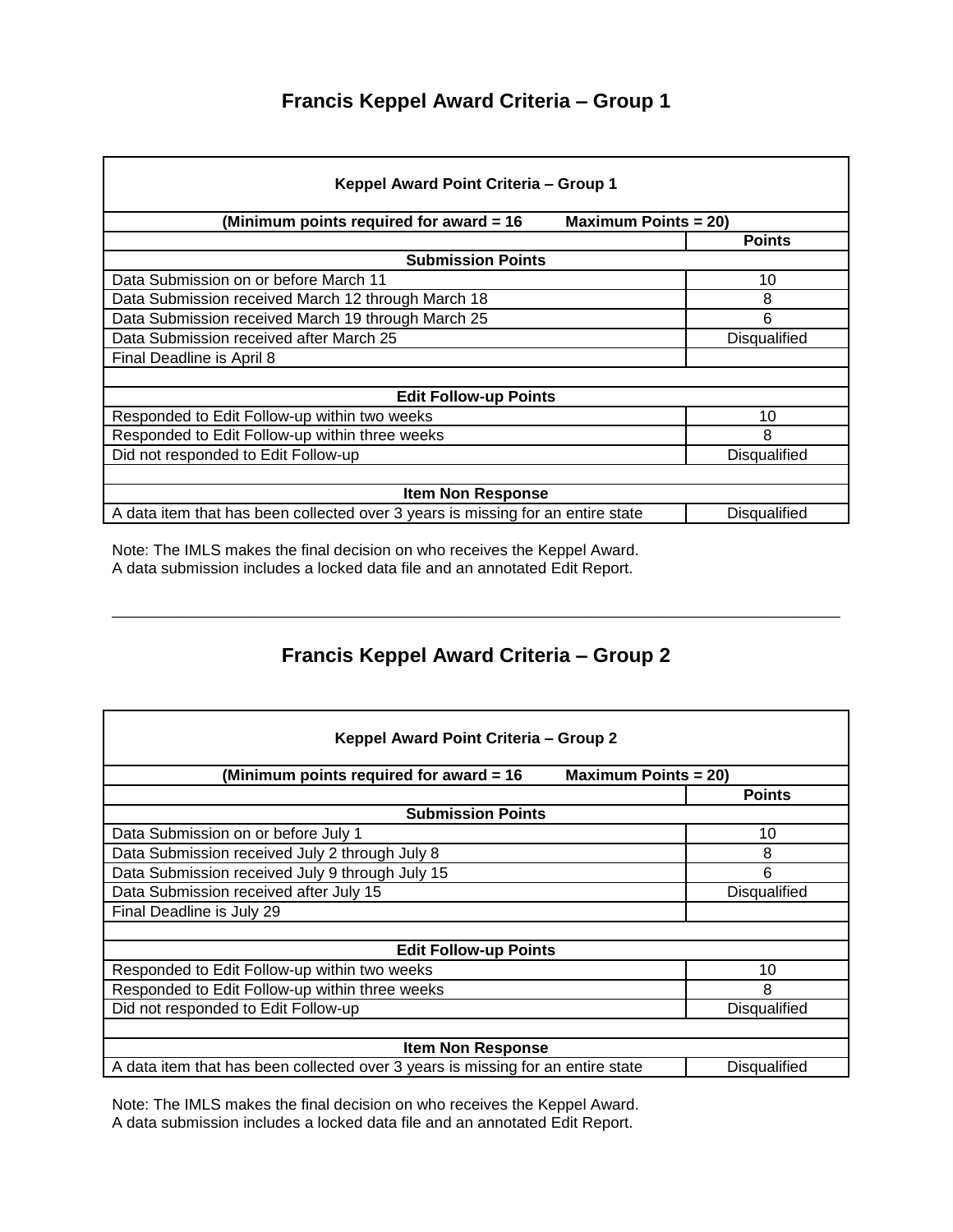# Francis Keppel Award Criteria – Group 1

| **Keppel Award Point Criteria – Group 1** | |
|---|---|
| **(Minimum points required for award = 16 Maximum Points = 20)** | |
| | **Points** |
| **Submission Points** | |
| Data Submission on or before March 11 | 10 |
| Data Submission received March 12 through March 18 | 8 |
| Data Submission received March 19 through March 25 | 6 |
| Data Submission received after March 25 | Disqualified |
| Final Deadline is April 8 | |
| | |
| **Edit Follow-up Points** | |
| Responded to Edit Follow-up within two weeks | 10 |
| Responded to Edit Follow-up within three weeks | 8 |
| Did not responded to Edit Follow-up | Disqualified |
| | |
| **Item Non Response** | |
| A data item that has been collected over 3 years is missing for an entire state | Disqualified |

Note: The IMLS makes the final decision on who receives the Keppel Award.
A data submission includes a locked data file and an annotated Edit Report.

---

# Francis Keppel Award Criteria – Group 2

| **Keppel Award Point Criteria – Group 2** | |
|---|---|
| **(Minimum points required for award = 16 Maximum Points = 20)** | |
| | **Points** |
| **Submission Points** | |
| Data Submission on or before July 1 | 10 |
| Data Submission received July 2 through July 8 | 8 |
| Data Submission received July 9 through July 15 | 6 |
| Data Submission received after July 15 | Disqualified |
| Final Deadline is July 29 | |
| | |
| **Edit Follow-up Points** | |
| Responded to Edit Follow-up within two weeks | 10 |
| Responded to Edit Follow-up within three weeks | 8 |
| Did not responded to Edit Follow-up | Disqualified |
| | |
| **Item Non Response** | |
| A data item that has been collected over 3 years is missing for an entire state | Disqualified |

Note: The IMLS makes the final decision on who receives the Keppel Award.
A data submission includes a locked data file and an annotated Edit Report.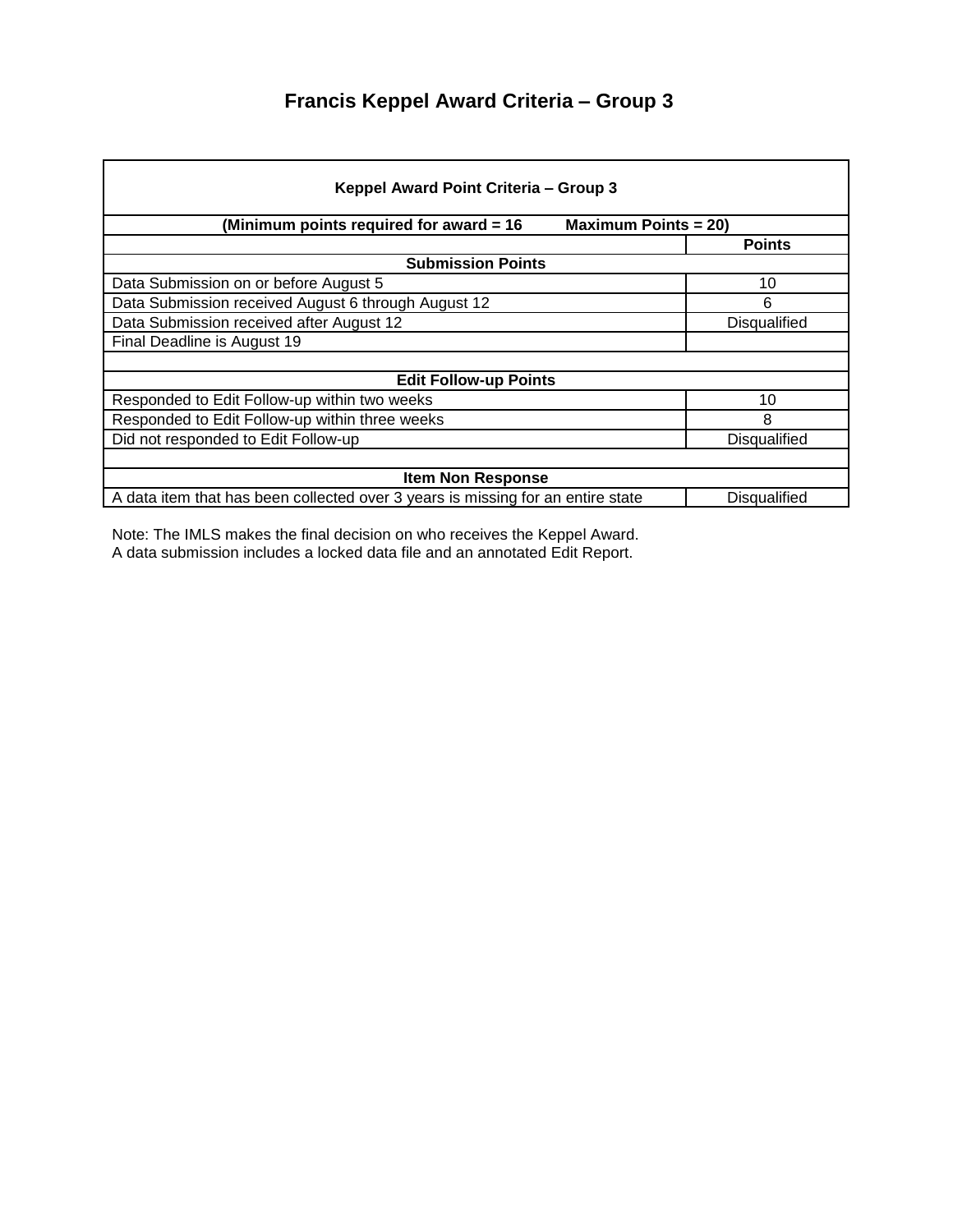# Francis Keppel Award Criteria – Group 3

| Keppel Award Point Criteria – Group 3 | |
|---|---|
| **(Minimum points required for award = 16 Maximum Points = 20)** | |
| | **Points** |
| **Submission Points** | |
| Data Submission on or before August 5 | 10 |
| Data Submission received August 6 through August 12 | 6 |
| Data Submission received after August 12 | Disqualified |
| Final Deadline is August 19 | |
| | |
| **Edit Follow-up Points** | |
| Responded to Edit Follow-up within two weeks | 10 |
| Responded to Edit Follow-up within three weeks | 8 |
| Did not responded to Edit Follow-up | Disqualified |
| | |
| **Item Non Response** | |
| A data item that has been collected over 3 years is missing for an entire state | Disqualified |

Note: The IMLS makes the final decision on who receives the Keppel Award.
A data submission includes a locked data file and an annotated Edit Report.